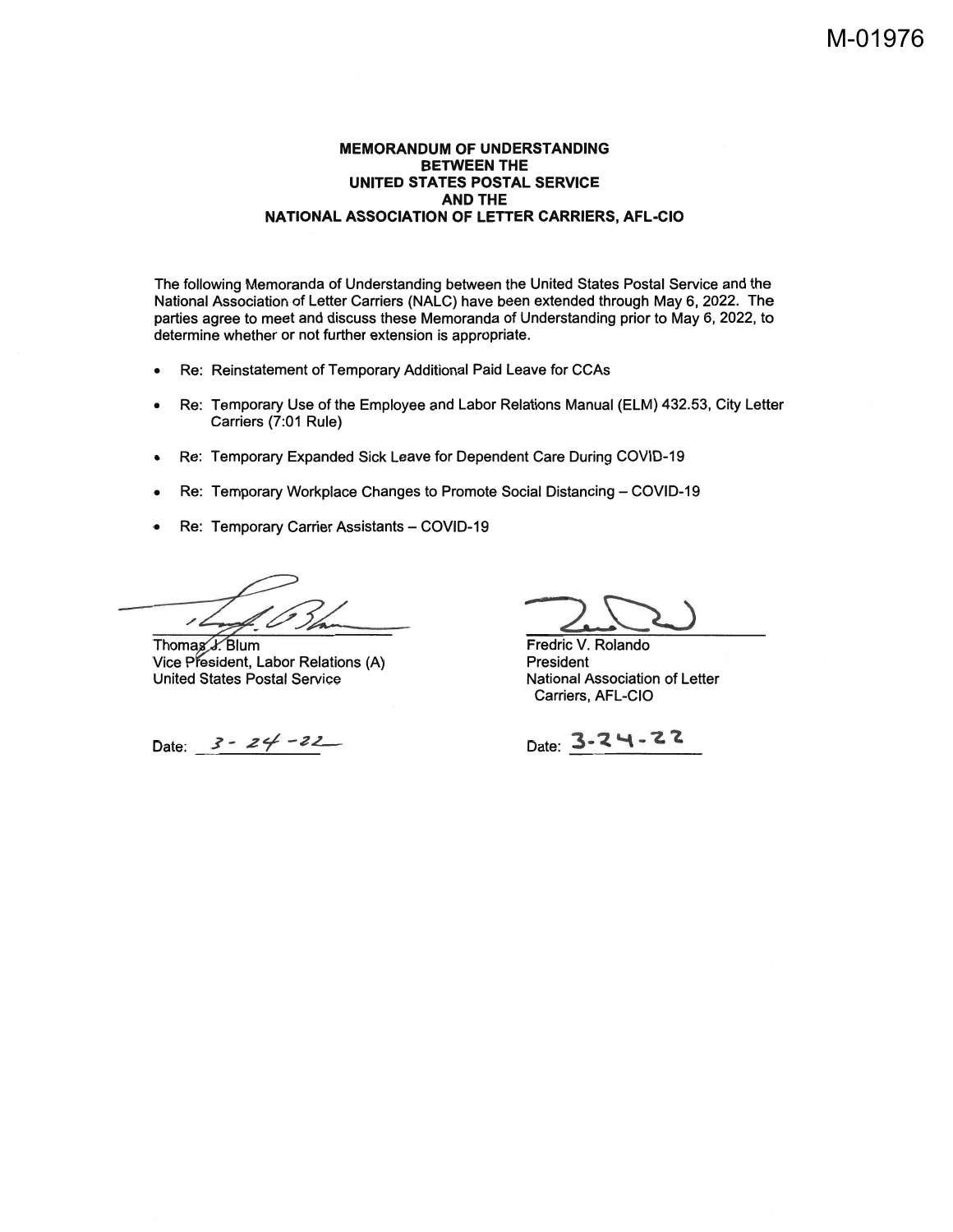M-01976

**MEMORANDUM OF UNDERSTANDING**
**BETWEEN THE**
**UNITED STATES POSTAL SERVICE**
**AND THE**
**NATIONAL ASSOCIATION OF LETTER CARRIERS, AFL-CIO**

The following Memoranda of Understanding between the United States Postal Service and the National Association of Letter Carriers (NALC) have been extended through May 6, 2022. The parties agree to meet and discuss these Memoranda of Understanding prior to May 6, 2022, to determine whether or not further extension is appropriate.

- Re: Reinstatement of Temporary Additional Paid Leave for CCAs
- Re: Temporary Use of the Employee and Labor Relations Manual (ELM) 432.53, City Letter Carriers (7:01 Rule)
- Re: Temporary Expanded Sick Leave for Dependent Care During COVID-19
- Re: Temporary Workplace Changes to Promote Social Distancing – COVID-19
- Re: Temporary Carrier Assistants – COVID-19

Thomas J. Blum
Vice President, Labor Relations (A)
United States Postal Service

Date: 3-24-22

Fredric V. Rolando
President
National Association of Letter Carriers, AFL-CIO

Date: 3-24-22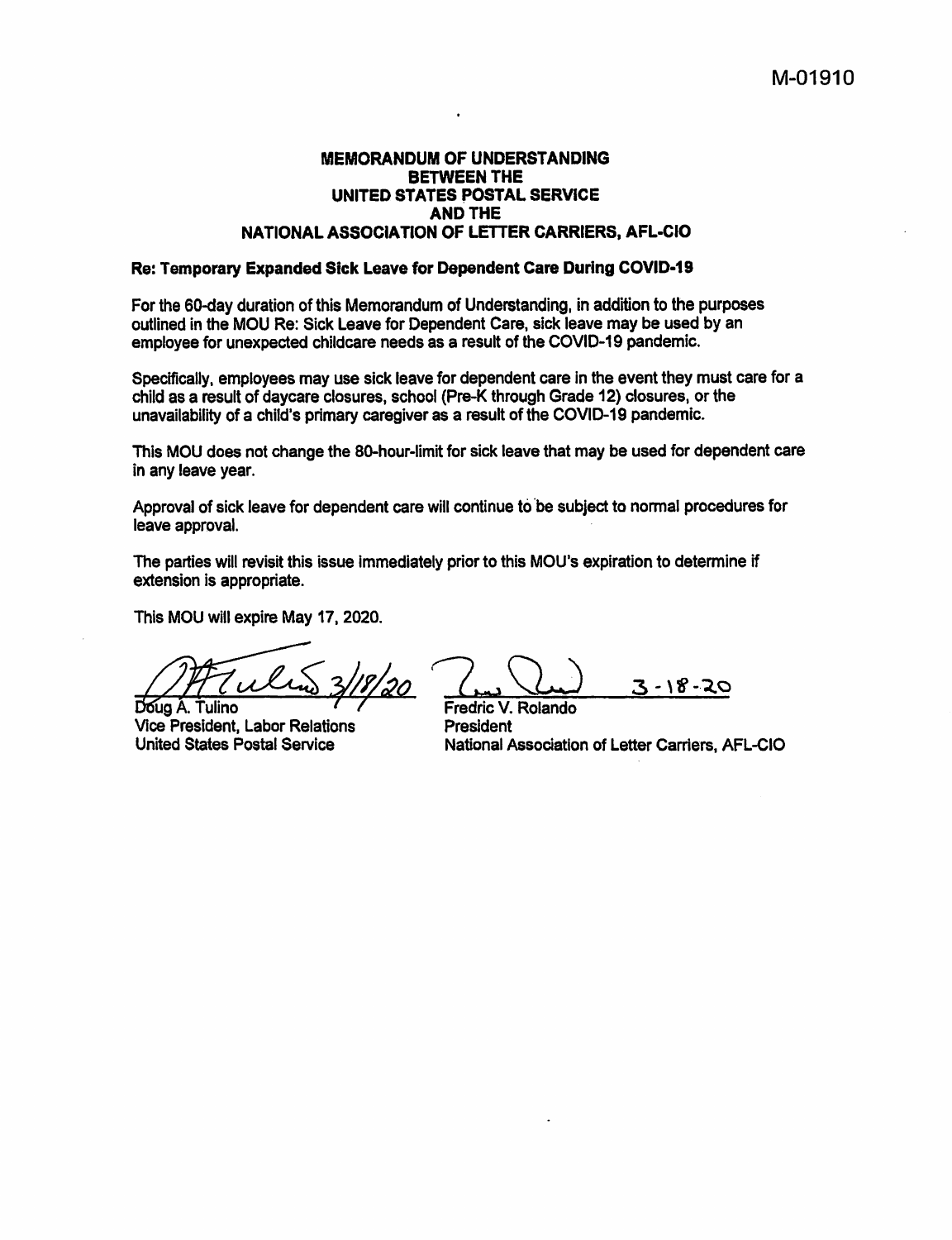M-01910

**MEMORANDUM OF UNDERSTANDING**
**BETWEEN THE**
**UNITED STATES POSTAL SERVICE**
**AND THE**
**NATIONAL ASSOCIATION OF LETTER CARRIERS, AFL-CIO**

**Re: Temporary Expanded Sick Leave for Dependent Care During COVID-19**

For the 60-day duration of this Memorandum of Understanding, in addition to the purposes outlined in the MOU Re: Sick Leave for Dependent Care, sick leave may be used by an employee for unexpected childcare needs as a result of the COVID-19 pandemic.

Specifically, employees may use sick leave for dependent care in the event they must care for a child as a result of daycare closures, school (Pre-K through Grade 12) closures, or the unavailability of a child's primary caregiver as a result of the COVID-19 pandemic.

This MOU does not change the 80-hour-limit for sick leave that may be used for dependent care in any leave year.

Approval of sick leave for dependent care will continue to be subject to normal procedures for leave approval.

The parties will revisit this issue immediately prior to this MOU's expiration to determine if extension is appropriate.

This MOU will expire May 17, 2020.

3/18/20
Doug A. Tulino
Vice President, Labor Relations
United States Postal Service

3-18-20
Fredric V. Rolando
President
National Association of Letter Carriers, AFL-CIO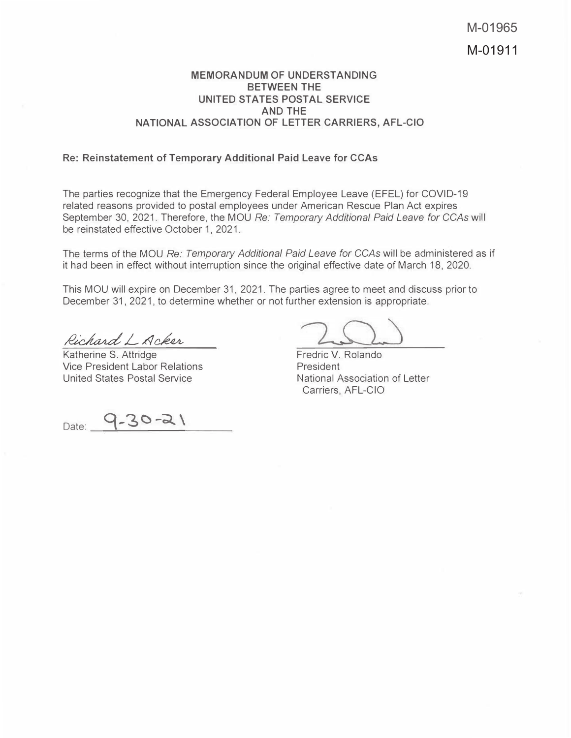M-01965

M-01911

**MEMORANDUM OF UNDERSTANDING**
**BETWEEN THE**
**UNITED STATES POSTAL SERVICE**
**AND THE**
**NATIONAL ASSOCIATION OF LETTER CARRIERS, AFL-CIO**

**Re: Reinstatement of Temporary Additional Paid Leave for CCAs**

The parties recognize that the Emergency Federal Employee Leave (EFEL) for COVID-19 related reasons provided to postal employees under American Rescue Plan Act expires September 30, 2021. Therefore, the MOU *Re: Temporary Additional Paid Leave for CCAs* will be reinstated effective October 1, 2021.

The terms of the MOU *Re: Temporary Additional Paid Leave for CCAs* will be administered as if it had been in effect without interruption since the original effective date of March 18, 2020.

This MOU will expire on December 31, 2021. The parties agree to meet and discuss prior to December 31, 2021, to determine whether or not further extension is appropriate.

Richard L Acker
Katherine S. Attridge
Vice President Labor Relations
United States Postal Service

Fredric V. Rolando
President
National Association of Letter Carriers, AFL-CIO

Date: 9-30-21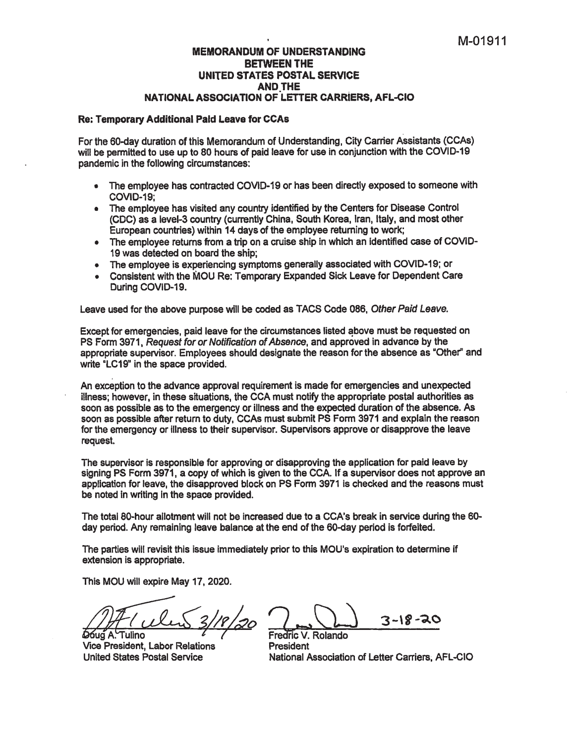M-01911

**MEMORANDUM OF UNDERSTANDING**
**BETWEEN THE**
**UNITED STATES POSTAL SERVICE**
**AND THE**
**NATIONAL ASSOCIATION OF LETTER CARRIERS, AFL-CIO**

**Re: Temporary Additional Paid Leave for CCAs**

For the 60-day duration of this Memorandum of Understanding, City Carrier Assistants (CCAs) will be permitted to use up to 80 hours of paid leave for use in conjunction with the COVID-19 pandemic in the following circumstances:

- The employee has contracted COVID-19 or has been directly exposed to someone with COVID-19;
- The employee has visited any country identified by the Centers for Disease Control (CDC) as a level-3 country (currently China, South Korea, Iran, Italy, and most other European countries) within 14 days of the employee returning to work;
- The employee returns from a trip on a cruise ship in which an identified case of COVID-19 was detected on board the ship;
- The employee is experiencing symptoms generally associated with COVID-19; or
- Consistent with the MOU Re: Temporary Expanded Sick Leave for Dependent Care During COVID-19.

Leave used for the above purpose will be coded as TACS Code 086, *Other Paid Leave.*

Except for emergencies, paid leave for the circumstances listed above must be requested on PS Form 3971, *Request for or Notification of Absence*, and approved in advance by the appropriate supervisor. Employees should designate the reason for the absence as "Other" and write "LC19" in the space provided.

An exception to the advance approval requirement is made for emergencies and unexpected illness; however, in these situations, the CCA must notify the appropriate postal authorities as soon as possible as to the emergency or illness and the expected duration of the absence. As soon as possible after return to duty, CCAs must submit PS Form 3971 and explain the reason for the emergency or illness to their supervisor. Supervisors approve or disapprove the leave request.

The supervisor is responsible for approving or disapproving the application for paid leave by signing PS Form 3971, a copy of which is given to the CCA. If a supervisor does not approve an application for leave, the disapproved block on PS Form 3971 is checked and the reasons must be noted in writing in the space provided.

The total 80-hour allotment will not be increased due to a CCA's break in service during the 60-day period. Any remaining leave balance at the end of the 60-day period is forfeited.

The parties will revisit this issue immediately prior to this MOU's expiration to determine if extension is appropriate.

This MOU will expire May 17, 2020.

3/18/20

Doug A. Tulino
Vice President, Labor Relations
United States Postal Service

3-18-20

Fredric V. Rolando
President
National Association of Letter Carriers, AFL-CIO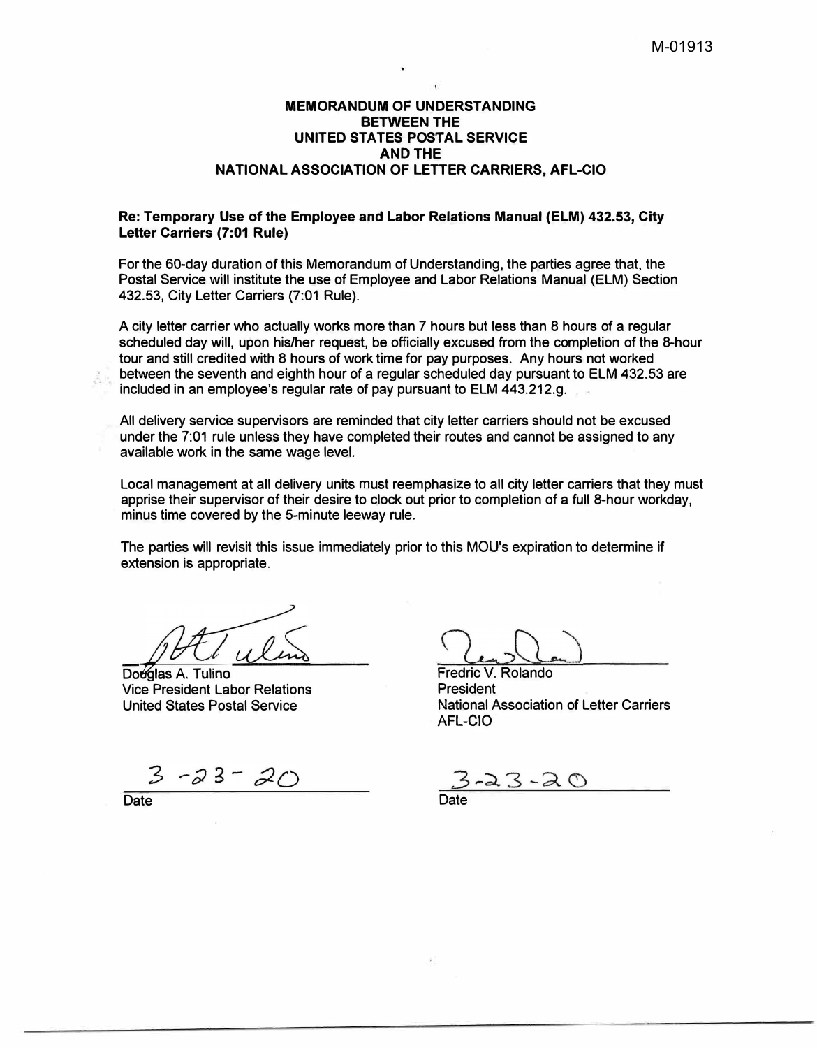M-01913

**MEMORANDUM OF UNDERSTANDING**
**BETWEEN THE**
**UNITED STATES POSTAL SERVICE**
**AND THE**
**NATIONAL ASSOCIATION OF LETTER CARRIERS, AFL-CIO**

**Re: Temporary Use of the Employee and Labor Relations Manual (ELM) 432.53, City Letter Carriers (7:01 Rule)**

For the 60-day duration of this Memorandum of Understanding, the parties agree that, the Postal Service will institute the use of Employee and Labor Relations Manual (ELM) Section 432.53, City Letter Carriers (7:01 Rule).

A city letter carrier who actually works more than 7 hours but less than 8 hours of a regular scheduled day will, upon his/her request, be officially excused from the completion of the 8-hour tour and still credited with 8 hours of work time for pay purposes. Any hours not worked between the seventh and eighth hour of a regular scheduled day pursuant to ELM 432.53 are included in an employee's regular rate of pay pursuant to ELM 443.212.g.

All delivery service supervisors are reminded that city letter carriers should not be excused under the 7:01 rule unless they have completed their routes and cannot be assigned to any available work in the same wage level.

Local management at all delivery units must reemphasize to all city letter carriers that they must apprise their supervisor of their desire to clock out prior to completion of a full 8-hour workday, minus time covered by the 5-minute leeway rule.

The parties will revisit this issue immediately prior to this MOU's expiration to determine if extension is appropriate.

Douglas A. Tulino
Vice President Labor Relations
United States Postal Service

3-23-20
Date

Fredric V. Rolando
President
National Association of Letter Carriers
AFL-CIO

3-23-20
Date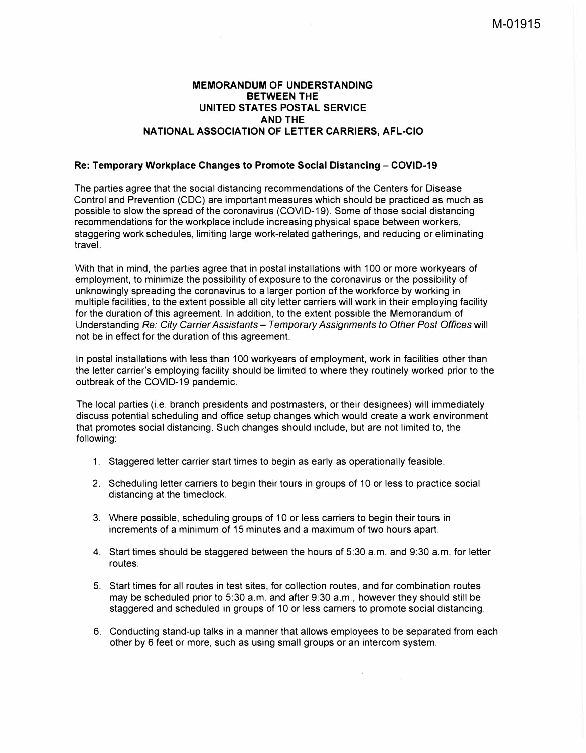M-01915

**MEMORANDUM OF UNDERSTANDING**
**BETWEEN THE**
**UNITED STATES POSTAL SERVICE**
**AND THE**
**NATIONAL ASSOCIATION OF LETTER CARRIERS, AFL-CIO**

**Re: Temporary Workplace Changes to Promote Social Distancing – COVID-19**

The parties agree that the social distancing recommendations of the Centers for Disease Control and Prevention (CDC) are important measures which should be practiced as much as possible to slow the spread of the coronavirus (COVID-19). Some of those social distancing recommendations for the workplace include increasing physical space between workers, staggering work schedules, limiting large work-related gatherings, and reducing or eliminating travel.

With that in mind, the parties agree that in postal installations with 100 or more workyears of employment, to minimize the possibility of exposure to the coronavirus or the possibility of unknowingly spreading the coronavirus to a larger portion of the workforce by working in multiple facilities, to the extent possible all city letter carriers will work in their employing facility for the duration of this agreement. In addition, to the extent possible the Memorandum of Understanding *Re: City Carrier Assistants – Temporary Assignments to Other Post Offices* will not be in effect for the duration of this agreement.

In postal installations with less than 100 workyears of employment, work in facilities other than the letter carrier's employing facility should be limited to where they routinely worked prior to the outbreak of the COVID-19 pandemic.

The local parties (i.e. branch presidents and postmasters, or their designees) will immediately discuss potential scheduling and office setup changes which would create a work environment that promotes social distancing. Such changes should include, but are not limited to, the following:

1. Staggered letter carrier start times to begin as early as operationally feasible.
2. Scheduling letter carriers to begin their tours in groups of 10 or less to practice social distancing at the timeclock.
3. Where possible, scheduling groups of 10 or less carriers to begin their tours in increments of a minimum of 15 minutes and a maximum of two hours apart.
4. Start times should be staggered between the hours of 5:30 a.m. and 9:30 a.m. for letter routes.
5. Start times for all routes in test sites, for collection routes, and for combination routes may be scheduled prior to 5:30 a.m. and after 9:30 a.m., however they should still be staggered and scheduled in groups of 10 or less carriers to promote social distancing.
6. Conducting stand-up talks in a manner that allows employees to be separated from each other by 6 feet or more, such as using small groups or an intercom system.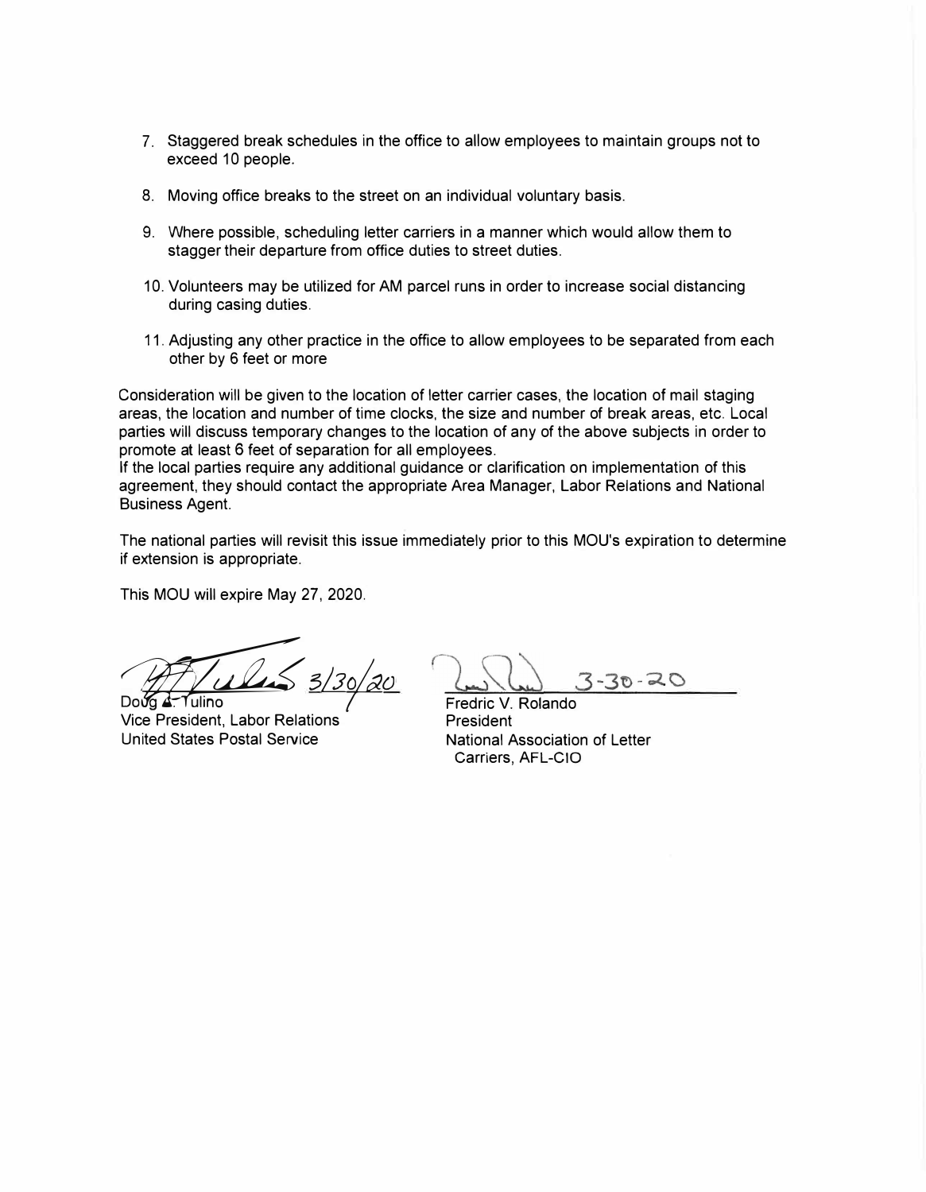7. Staggered break schedules in the office to allow employees to maintain groups not to exceed 10 people.

8. Moving office breaks to the street on an individual voluntary basis.

9. Where possible, scheduling letter carriers in a manner which would allow them to stagger their departure from office duties to street duties.

10. Volunteers may be utilized for AM parcel runs in order to increase social distancing during casing duties.

11. Adjusting any other practice in the office to allow employees to be separated from each other by 6 feet or more

Consideration will be given to the location of letter carrier cases, the location of mail staging areas, the location and number of time clocks, the size and number of break areas, etc. Local parties will discuss temporary changes to the location of any of the above subjects in order to promote at least 6 feet of separation for all employees.
If the local parties require any additional guidance or clarification on implementation of this agreement, they should contact the appropriate Area Manager, Labor Relations and National Business Agent.

The national parties will revisit this issue immediately prior to this MOU's expiration to determine if extension is appropriate.

This MOU will expire May 27, 2020.

3/30/20

Doug A. Tulino
Vice President, Labor Relations
United States Postal Service

3-30-20

Fredric V. Rolando
President
National Association of Letter Carriers, AFL-CIO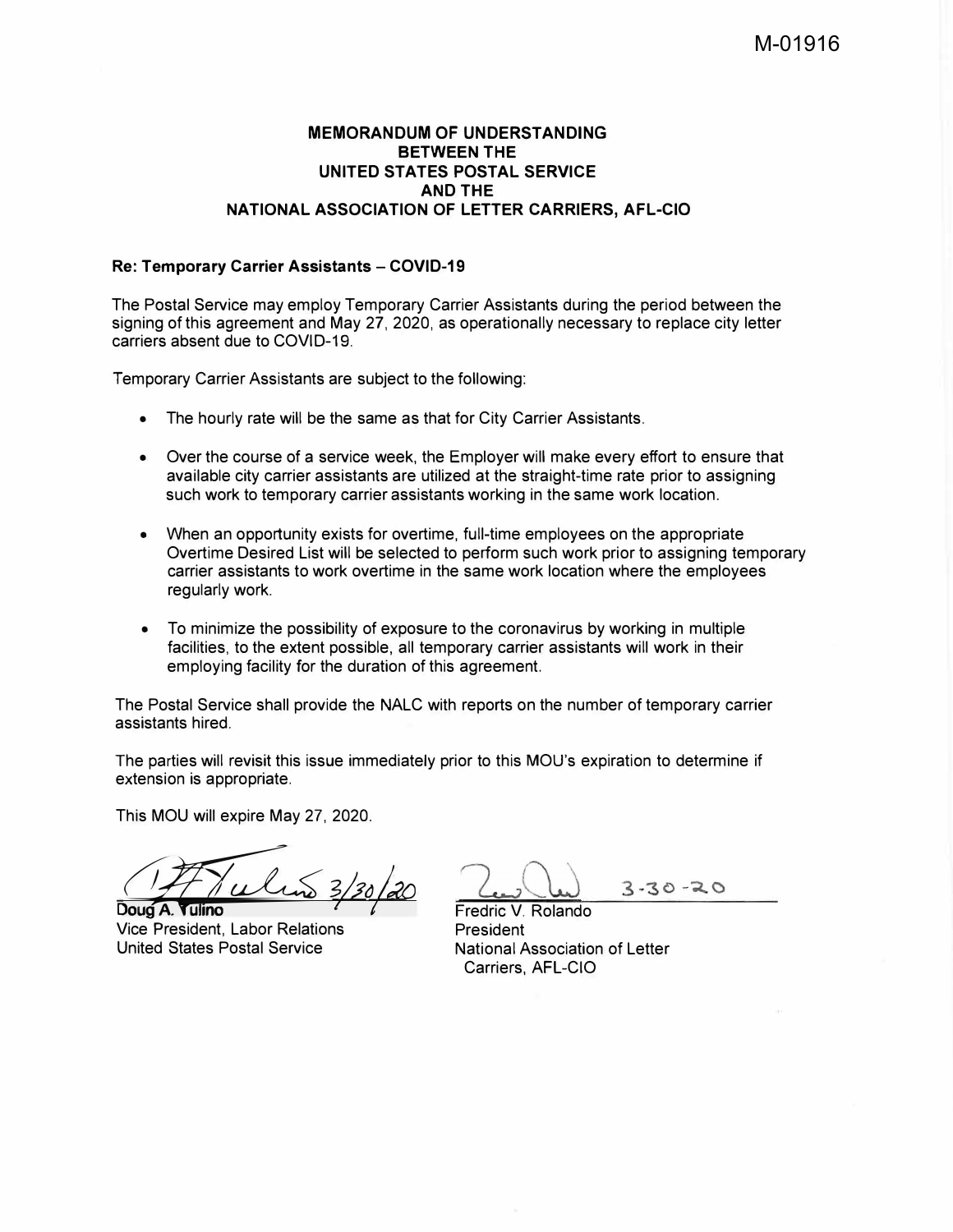M-01916

**MEMORANDUM OF UNDERSTANDING**
**BETWEEN THE**
**UNITED STATES POSTAL SERVICE**
**AND THE**
**NATIONAL ASSOCIATION OF LETTER CARRIERS, AFL-CIO**

**Re: Temporary Carrier Assistants – COVID-19**

The Postal Service may employ Temporary Carrier Assistants during the period between the signing of this agreement and May 27, 2020, as operationally necessary to replace city letter carriers absent due to COVID-19.

Temporary Carrier Assistants are subject to the following:

- The hourly rate will be the same as that for City Carrier Assistants.
- Over the course of a service week, the Employer will make every effort to ensure that available city carrier assistants are utilized at the straight-time rate prior to assigning such work to temporary carrier assistants working in the same work location.
- When an opportunity exists for overtime, full-time employees on the appropriate Overtime Desired List will be selected to perform such work prior to assigning temporary carrier assistants to work overtime in the same work location where the employees regularly work.
- To minimize the possibility of exposure to the coronavirus by working in multiple facilities, to the extent possible, all temporary carrier assistants will work in their employing facility for the duration of this agreement.

The Postal Service shall provide the NALC with reports on the number of temporary carrier assistants hired.

The parties will revisit this issue immediately prior to this MOU's expiration to determine if extension is appropriate.

This MOU will expire May 27, 2020.

3/30/20

Doug A. Tulino
Vice President, Labor Relations
United States Postal Service

3-30-20

Fredric V. Rolando
President
National Association of Letter Carriers, AFL-CIO